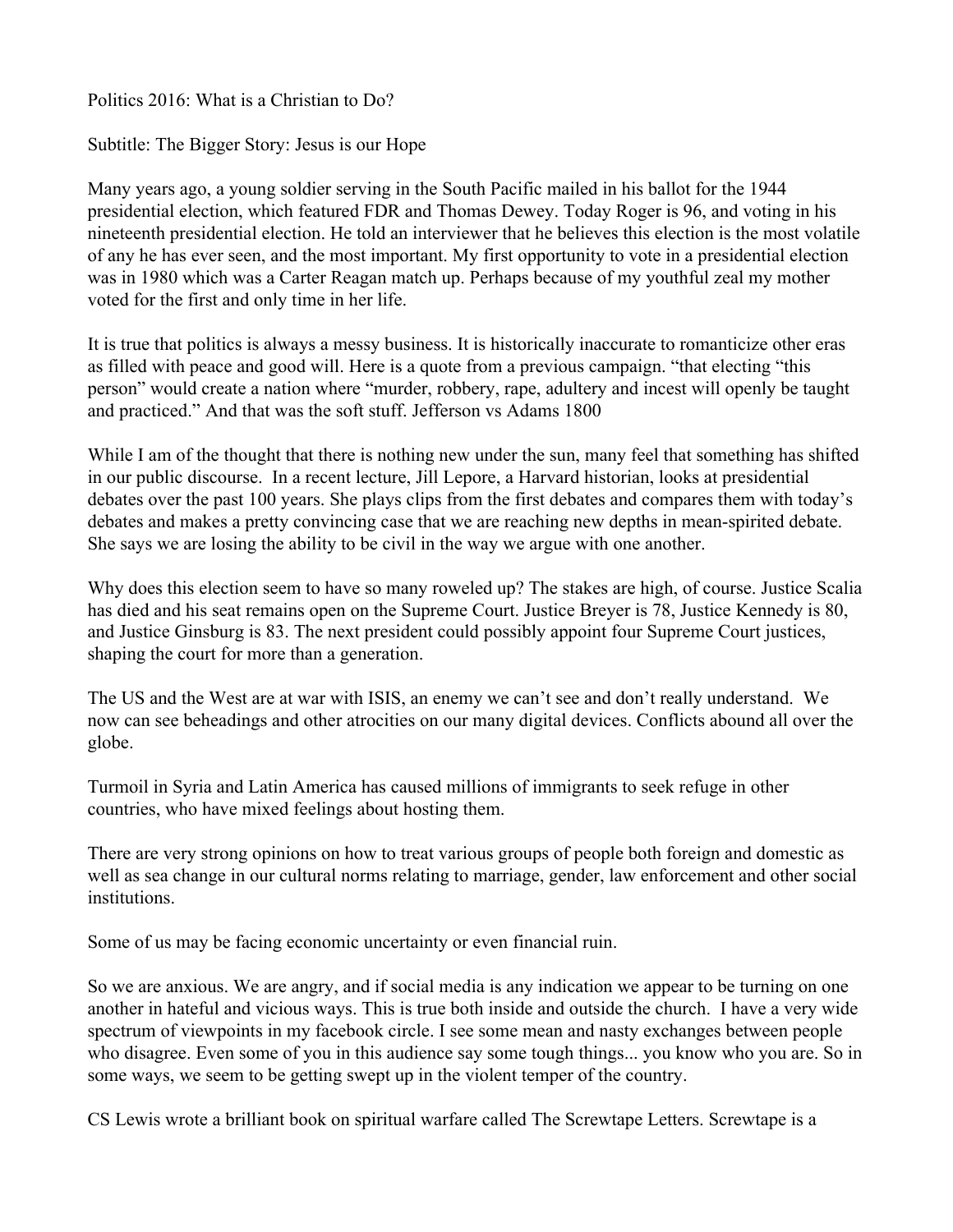Politics 2016: What is a Christian to Do?

Subtitle: The Bigger Story: Jesus is our Hope

Many years ago, a young soldier serving in the South Pacific mailed in his ballot for the 1944 presidential election, which featured FDR and Thomas Dewey. Today Roger is 96, and voting in his nineteenth presidential election. He told an interviewer that he believes this election is the most volatile of any he has ever seen, and the most important. My first opportunity to vote in a presidential election was in 1980 which was a Carter Reagan match up. Perhaps because of my youthful zeal my mother voted for the first and only time in her life.

It is true that politics is always a messy business. It is historically inaccurate to romanticize other eras as filled with peace and good will. Here is a quote from a previous campaign. "that electing "this person" would create a nation where "murder, robbery, rape, adultery and incest will openly be taught and practiced." And that was the soft stuff. Jefferson vs Adams 1800

While I am of the thought that there is nothing new under the sun, many feel that something has shifted in our public discourse. In a recent lecture, Jill Lepore, a Harvard historian, looks at presidential debates over the past 100 years. She plays clips from the first debates and compares them with today's debates and makes a pretty convincing case that we are reaching new depths in mean-spirited debate. She says we are losing the ability to be civil in the way we argue with one another.

Why does this election seem to have so many roweled up? The stakes are high, of course. Justice Scalia has died and his seat remains open on the Supreme Court. Justice Breyer is 78, Justice Kennedy is 80, and Justice Ginsburg is 83. The next president could possibly appoint four Supreme Court justices, shaping the court for more than a generation.

The US and the West are at war with ISIS, an enemy we can't see and don't really understand. We now can see beheadings and other atrocities on our many digital devices. Conflicts abound all over the globe.

Turmoil in Syria and Latin America has caused millions of immigrants to seek refuge in other countries, who have mixed feelings about hosting them.

There are very strong opinions on how to treat various groups of people both foreign and domestic as well as sea change in our cultural norms relating to marriage, gender, law enforcement and other social institutions.

Some of us may be facing economic uncertainty or even financial ruin.

So we are anxious. We are angry, and if social media is any indication we appear to be turning on one another in hateful and vicious ways. This is true both inside and outside the church. I have a very wide spectrum of viewpoints in my facebook circle. I see some mean and nasty exchanges between people who disagree. Even some of you in this audience say some tough things... you know who you are. So in some ways, we seem to be getting swept up in the violent temper of the country.

CS Lewis wrote a brilliant book on spiritual warfare called The Screwtape Letters. Screwtape is a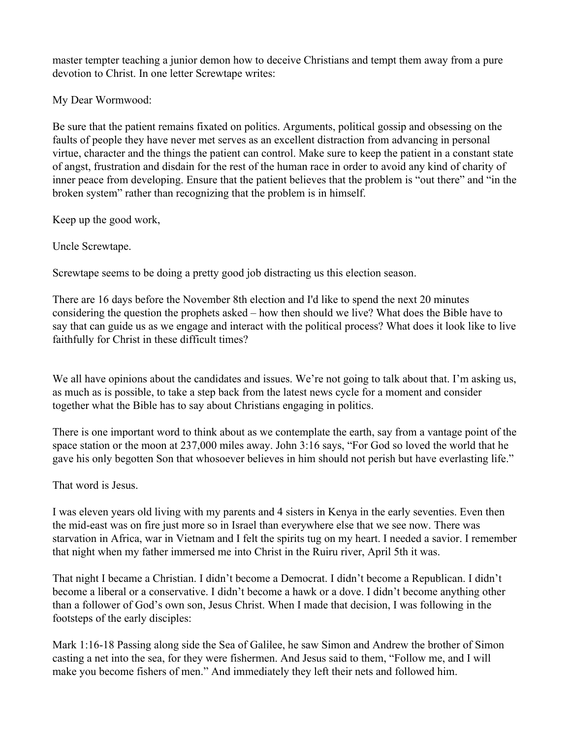master tempter teaching a junior demon how to deceive Christians and tempt them away from a pure devotion to Christ. In one letter Screwtape writes:

My Dear Wormwood:

Be sure that the patient remains fixated on politics. Arguments, political gossip and obsessing on the faults of people they have never met serves as an excellent distraction from advancing in personal virtue, character and the things the patient can control. Make sure to keep the patient in a constant state of angst, frustration and disdain for the rest of the human race in order to avoid any kind of charity of inner peace from developing. Ensure that the patient believes that the problem is "out there" and "in the broken system" rather than recognizing that the problem is in himself.

Keep up the good work,

Uncle Screwtape.

Screwtape seems to be doing a pretty good job distracting us this election season.

There are 16 days before the November 8th election and I'd like to spend the next 20 minutes considering the question the prophets asked – how then should we live? What does the Bible have to say that can guide us as we engage and interact with the political process? What does it look like to live faithfully for Christ in these difficult times?

We all have opinions about the candidates and issues. We're not going to talk about that. I'm asking us, as much as is possible, to take a step back from the latest news cycle for a moment and consider together what the Bible has to say about Christians engaging in politics.

There is one important word to think about as we contemplate the earth, say from a vantage point of the space station or the moon at 237,000 miles away. John 3:16 says, "For God so loved the world that he gave his only begotten Son that whosoever believes in him should not perish but have everlasting life."

That word is Jesus.

I was eleven years old living with my parents and 4 sisters in Kenya in the early seventies. Even then the mid-east was on fire just more so in Israel than everywhere else that we see now. There was starvation in Africa, war in Vietnam and I felt the spirits tug on my heart. I needed a savior. I remember that night when my father immersed me into Christ in the Ruiru river, April 5th it was.

That night I became a Christian. I didn't become a Democrat. I didn't become a Republican. I didn't become a liberal or a conservative. I didn't become a hawk or a dove. I didn't become anything other than a follower of God's own son, Jesus Christ. When I made that decision, I was following in the footsteps of the early disciples:

Mark 1:16-18 Passing along side the Sea of Galilee, he saw Simon and Andrew the brother of Simon casting a net into the sea, for they were fishermen. And Jesus said to them, "Follow me, and I will make you become fishers of men." And immediately they left their nets and followed him.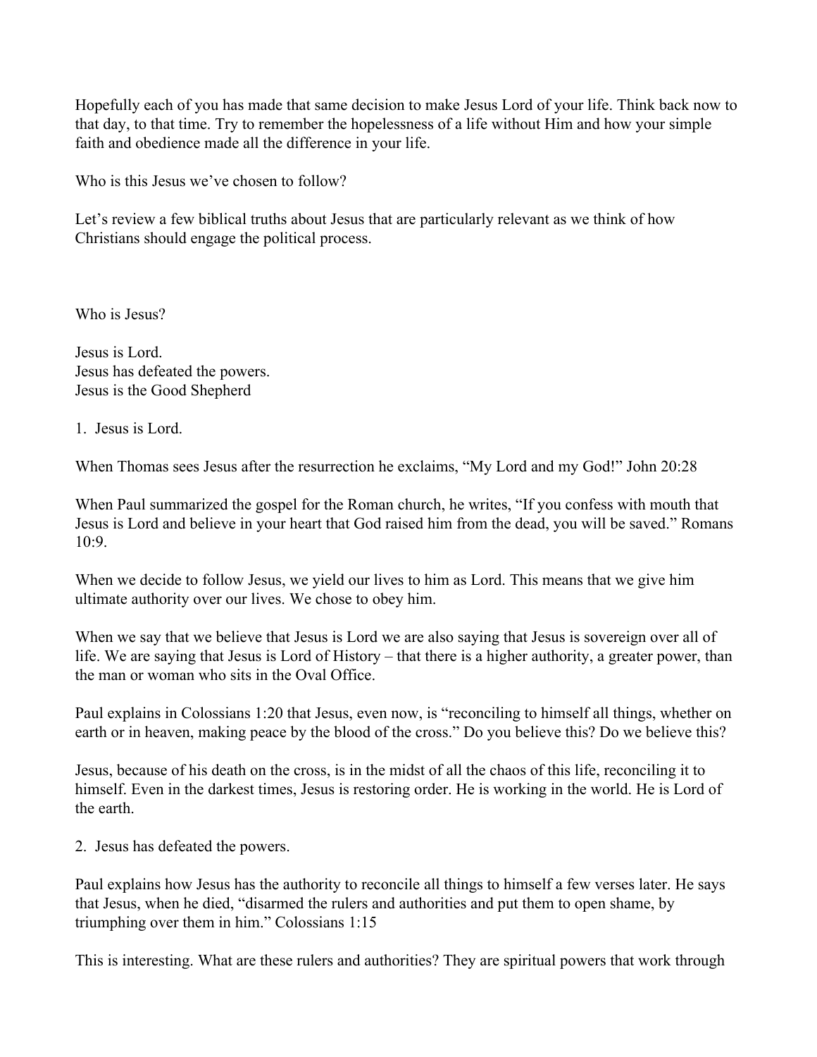Hopefully each of you has made that same decision to make Jesus Lord of your life. Think back now to that day, to that time. Try to remember the hopelessness of a life without Him and how your simple faith and obedience made all the difference in your life.

Who is this Jesus we've chosen to follow?

Let's review a few biblical truths about Jesus that are particularly relevant as we think of how Christians should engage the political process.

Who is Jesus?

Jesus is Lord.
Jesus has defeated the powers.
Jesus is the Good Shepherd

1. Jesus is Lord.

When Thomas sees Jesus after the resurrection he exclaims, "My Lord and my God!" John 20:28

When Paul summarized the gospel for the Roman church, he writes, "If you confess with mouth that Jesus is Lord and believe in your heart that God raised him from the dead, you will be saved." Romans 10:9.

When we decide to follow Jesus, we yield our lives to him as Lord. This means that we give him ultimate authority over our lives. We chose to obey him.

When we say that we believe that Jesus is Lord we are also saying that Jesus is sovereign over all of life. We are saying that Jesus is Lord of History – that there is a higher authority, a greater power, than the man or woman who sits in the Oval Office.

Paul explains in Colossians 1:20 that Jesus, even now, is "reconciling to himself all things, whether on earth or in heaven, making peace by the blood of the cross." Do you believe this? Do we believe this?

Jesus, because of his death on the cross, is in the midst of all the chaos of this life, reconciling it to himself. Even in the darkest times, Jesus is restoring order. He is working in the world. He is Lord of the earth.

2. Jesus has defeated the powers.

Paul explains how Jesus has the authority to reconcile all things to himself a few verses later. He says that Jesus, when he died, "disarmed the rulers and authorities and put them to open shame, by triumphing over them in him." Colossians 1:15

This is interesting. What are these rulers and authorities? They are spiritual powers that work through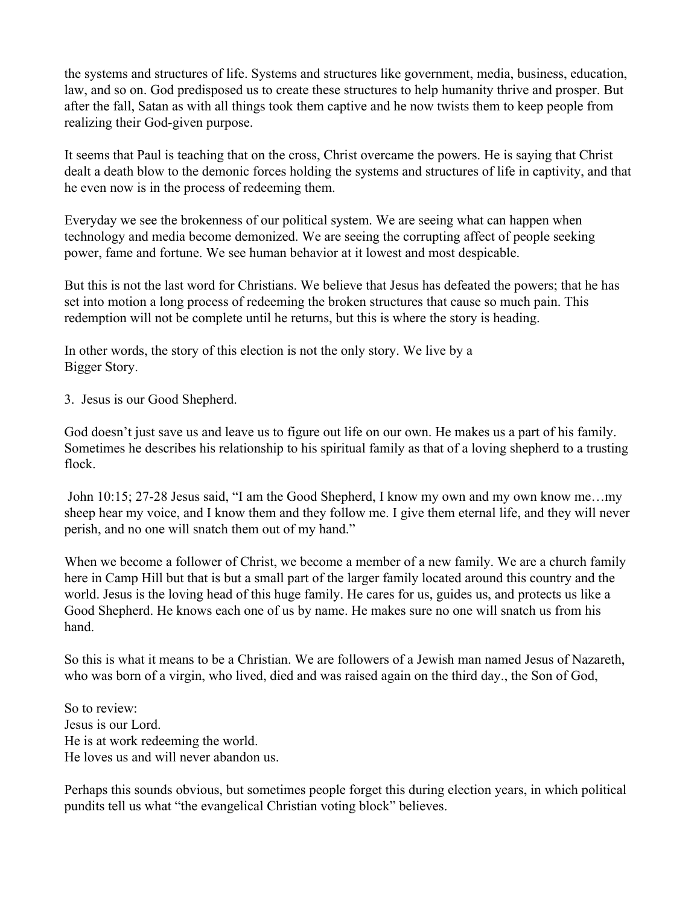the systems and structures of life. Systems and structures like government, media, business, education, law, and so on. God predisposed us to create these structures to help humanity thrive and prosper. But after the fall, Satan as with all things took them captive and he now twists them to keep people from realizing their God-given purpose.

It seems that Paul is teaching that on the cross, Christ overcame the powers. He is saying that Christ dealt a death blow to the demonic forces holding the systems and structures of life in captivity, and that he even now is in the process of redeeming them.

Everyday we see the brokenness of our political system. We are seeing what can happen when technology and media become demonized. We are seeing the corrupting affect of people seeking power, fame and fortune. We see human behavior at it lowest and most despicable.

But this is not the last word for Christians. We believe that Jesus has defeated the powers; that he has set into motion a long process of redeeming the broken structures that cause so much pain. This redemption will not be complete until he returns, but this is where the story is heading.

In other words, the story of this election is not the only story. We live by a
Bigger Story.

3. Jesus is our Good Shepherd.

God doesn't just save us and leave us to figure out life on our own. He makes us a part of his family. Sometimes he describes his relationship to his spiritual family as that of a loving shepherd to a trusting flock.

John 10:15; 27-28 Jesus said, "I am the Good Shepherd, I know my own and my own know me…my sheep hear my voice, and I know them and they follow me. I give them eternal life, and they will never perish, and no one will snatch them out of my hand."

When we become a follower of Christ, we become a member of a new family. We are a church family here in Camp Hill but that is but a small part of the larger family located around this country and the world. Jesus is the loving head of this huge family. He cares for us, guides us, and protects us like a Good Shepherd. He knows each one of us by name. He makes sure no one will snatch us from his hand.

So this is what it means to be a Christian. We are followers of a Jewish man named Jesus of Nazareth, who was born of a virgin, who lived, died and was raised again on the third day., the Son of God,

So to review:
Jesus is our Lord.
He is at work redeeming the world.
He loves us and will never abandon us.

Perhaps this sounds obvious, but sometimes people forget this during election years, in which political pundits tell us what "the evangelical Christian voting block" believes.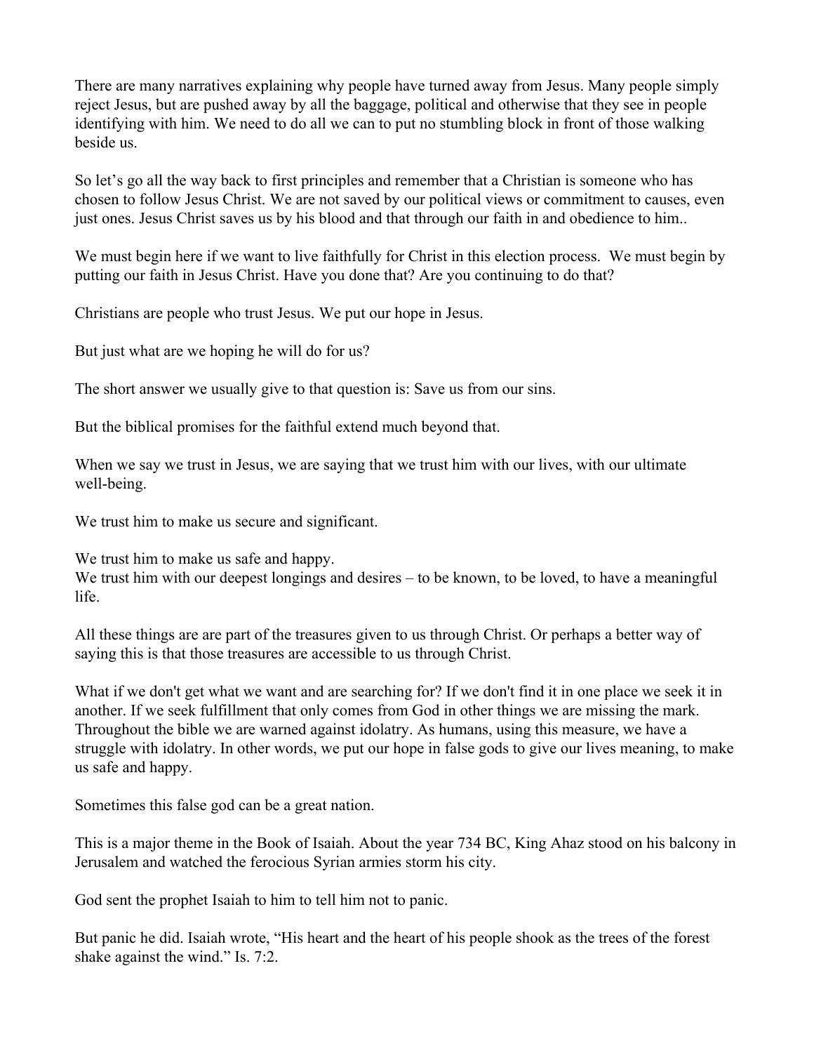There are many narratives explaining why people have turned away from Jesus. Many people simply reject Jesus, but are pushed away by all the baggage, political and otherwise that they see in people identifying with him. We need to do all we can to put no stumbling block in front of those walking beside us.

So let's go all the way back to first principles and remember that a Christian is someone who has chosen to follow Jesus Christ. We are not saved by our political views or commitment to causes, even just ones. Jesus Christ saves us by his blood and that through our faith in and obedience to him..

We must begin here if we want to live faithfully for Christ in this election process. We must begin by putting our faith in Jesus Christ. Have you done that? Are you continuing to do that?

Christians are people who trust Jesus. We put our hope in Jesus.

But just what are we hoping he will do for us?

The short answer we usually give to that question is: Save us from our sins.

But the biblical promises for the faithful extend much beyond that.

When we say we trust in Jesus, we are saying that we trust him with our lives, with our ultimate well-being.

We trust him to make us secure and significant.

We trust him to make us safe and happy.
We trust him with our deepest longings and desires – to be known, to be loved, to have a meaningful life.

All these things are are part of the treasures given to us through Christ. Or perhaps a better way of saying this is that those treasures are accessible to us through Christ.

What if we don't get what we want and are searching for? If we don't find it in one place we seek it in another. If we seek fulfillment that only comes from God in other things we are missing the mark. Throughout the bible we are warned against idolatry. As humans, using this measure, we have a struggle with idolatry. In other words, we put our hope in false gods to give our lives meaning, to make us safe and happy.

Sometimes this false god can be a great nation.

This is a major theme in the Book of Isaiah. About the year 734 BC, King Ahaz stood on his balcony in Jerusalem and watched the ferocious Syrian armies storm his city.

God sent the prophet Isaiah to him to tell him not to panic.

But panic he did. Isaiah wrote, "His heart and the heart of his people shook as the trees of the forest shake against the wind." Is. 7:2.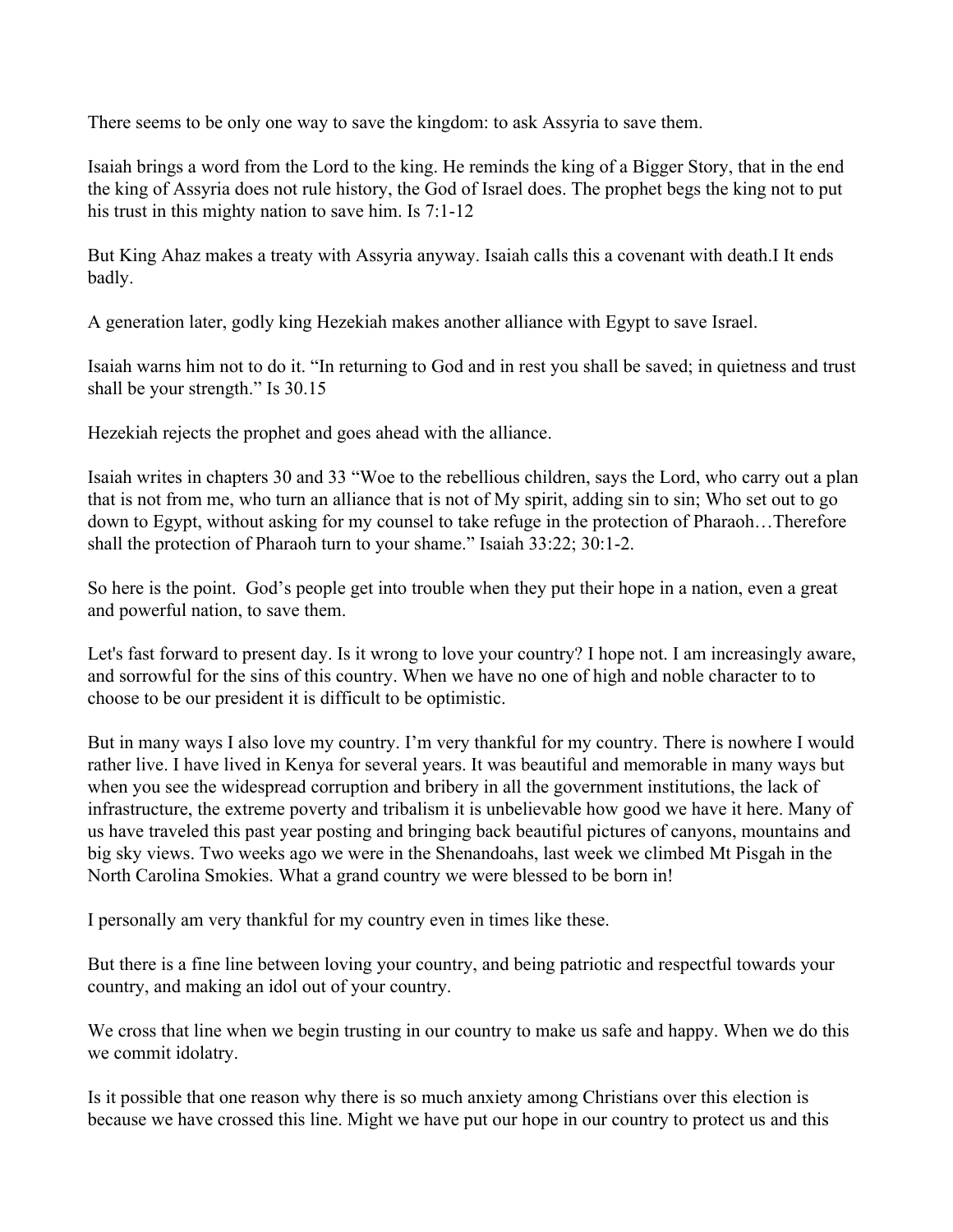There seems to be only one way to save the kingdom: to ask Assyria to save them.

Isaiah brings a word from the Lord to the king. He reminds the king of a Bigger Story, that in the end the king of Assyria does not rule history, the God of Israel does. The prophet begs the king not to put his trust in this mighty nation to save him. Is 7:1-12

But King Ahaz makes a treaty with Assyria anyway. Isaiah calls this a covenant with death.I It ends badly.

A generation later, godly king Hezekiah makes another alliance with Egypt to save Israel.

Isaiah warns him not to do it. "In returning to God and in rest you shall be saved; in quietness and trust shall be your strength." Is 30.15

Hezekiah rejects the prophet and goes ahead with the alliance.

Isaiah writes in chapters 30 and 33 "Woe to the rebellious children, says the Lord, who carry out a plan that is not from me, who turn an alliance that is not of My spirit, adding sin to sin; Who set out to go down to Egypt, without asking for my counsel to take refuge in the protection of Pharaoh…Therefore shall the protection of Pharaoh turn to your shame." Isaiah 33:22; 30:1-2.

So here is the point.  God's people get into trouble when they put their hope in a nation, even a great and powerful nation, to save them.

Let's fast forward to present day. Is it wrong to love your country? I hope not. I am increasingly aware, and sorrowful for the sins of this country. When we have no one of high and noble character to to choose to be our president it is difficult to be optimistic.

But in many ways I also love my country. I'm very thankful for my country. There is nowhere I would rather live. I have lived in Kenya for several years. It was beautiful and memorable in many ways but when you see the widespread corruption and bribery in all the government institutions, the lack of infrastructure, the extreme poverty and tribalism it is unbelievable how good we have it here. Many of us have traveled this past year posting and bringing back beautiful pictures of canyons, mountains and big sky views. Two weeks ago we were in the Shenandoahs, last week we climbed Mt Pisgah in the North Carolina Smokies. What a grand country we were blessed to be born in!

I personally am very thankful for my country even in times like these.

But there is a fine line between loving your country, and being patriotic and respectful towards your country, and making an idol out of your country.

We cross that line when we begin trusting in our country to make us safe and happy. When we do this we commit idolatry.

Is it possible that one reason why there is so much anxiety among Christians over this election is because we have crossed this line. Might we have put our hope in our country to protect us and this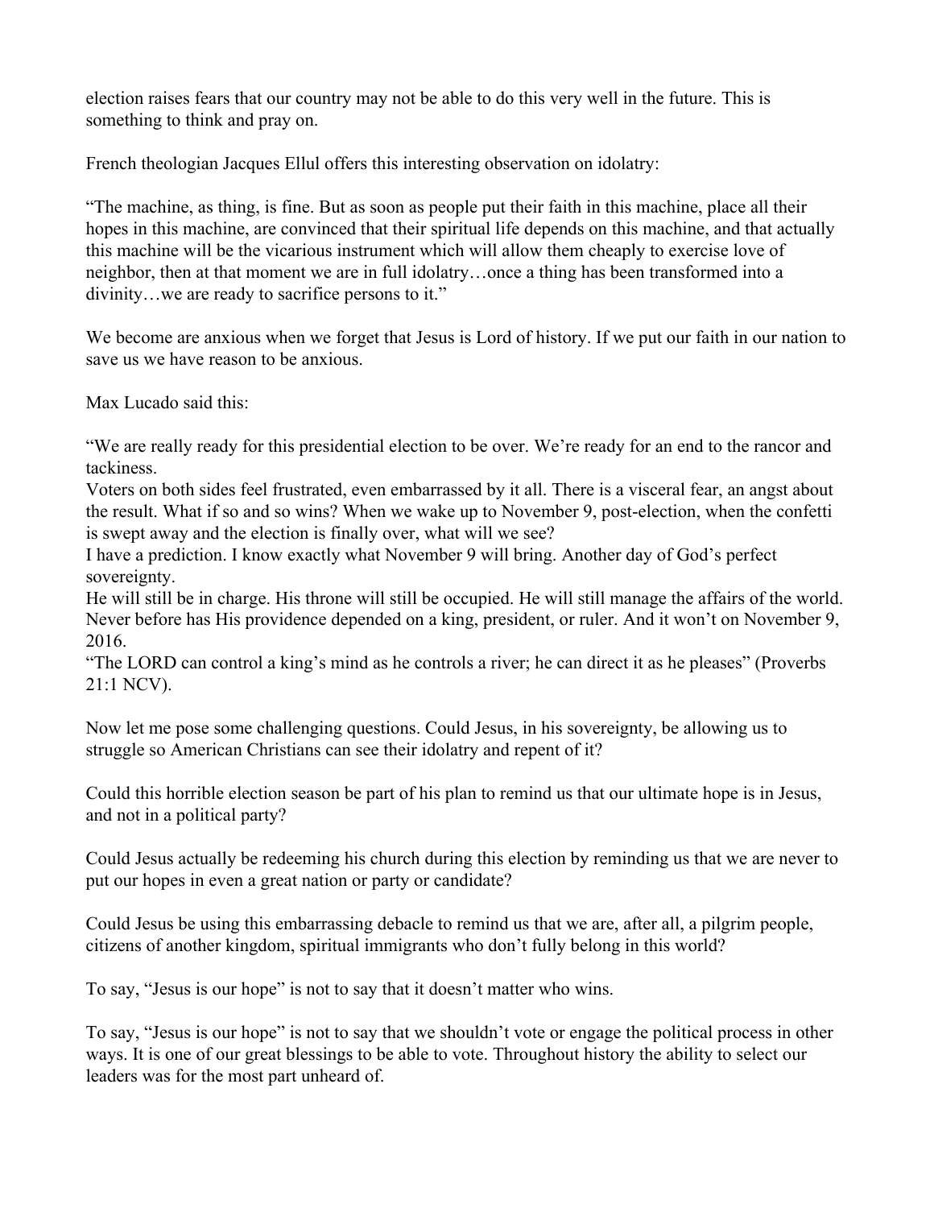election raises fears that our country may not be able to do this very well in the future. This is something to think and pray on.

French theologian Jacques Ellul offers this interesting observation on idolatry:

"The machine, as thing, is fine. But as soon as people put their faith in this machine, place all their hopes in this machine, are convinced that their spiritual life depends on this machine, and that actually this machine will be the vicarious instrument which will allow them cheaply to exercise love of neighbor, then at that moment we are in full idolatry…once a thing has been transformed into a divinity…we are ready to sacrifice persons to it."

We become are anxious when we forget that Jesus is Lord of history. If we put our faith in our nation to save us we have reason to be anxious.

Max Lucado said this:

"We are really ready for this presidential election to be over. We're ready for an end to the rancor and tackiness.
Voters on both sides feel frustrated, even embarrassed by it all. There is a visceral fear, an angst about the result. What if so and so wins? When we wake up to November 9, post-election, when the confetti is swept away and the election is finally over, what will we see?
I have a prediction. I know exactly what November 9 will bring. Another day of God's perfect sovereignty.
He will still be in charge. His throne will still be occupied. He will still manage the affairs of the world. Never before has His providence depended on a king, president, or ruler. And it won't on November 9, 2016.
"The LORD can control a king's mind as he controls a river; he can direct it as he pleases" (Proverbs 21:1 NCV).

Now let me pose some challenging questions. Could Jesus, in his sovereignty, be allowing us to struggle so American Christians can see their idolatry and repent of it?

Could this horrible election season be part of his plan to remind us that our ultimate hope is in Jesus, and not in a political party?

Could Jesus actually be redeeming his church during this election by reminding us that we are never to put our hopes in even a great nation or party or candidate?

Could Jesus be using this embarrassing debacle to remind us that we are, after all, a pilgrim people, citizens of another kingdom, spiritual immigrants who don't fully belong in this world?

To say, "Jesus is our hope" is not to say that it doesn't matter who wins.

To say, "Jesus is our hope" is not to say that we shouldn't vote or engage the political process in other ways. It is one of our great blessings to be able to vote. Throughout history the ability to select our leaders was for the most part unheard of.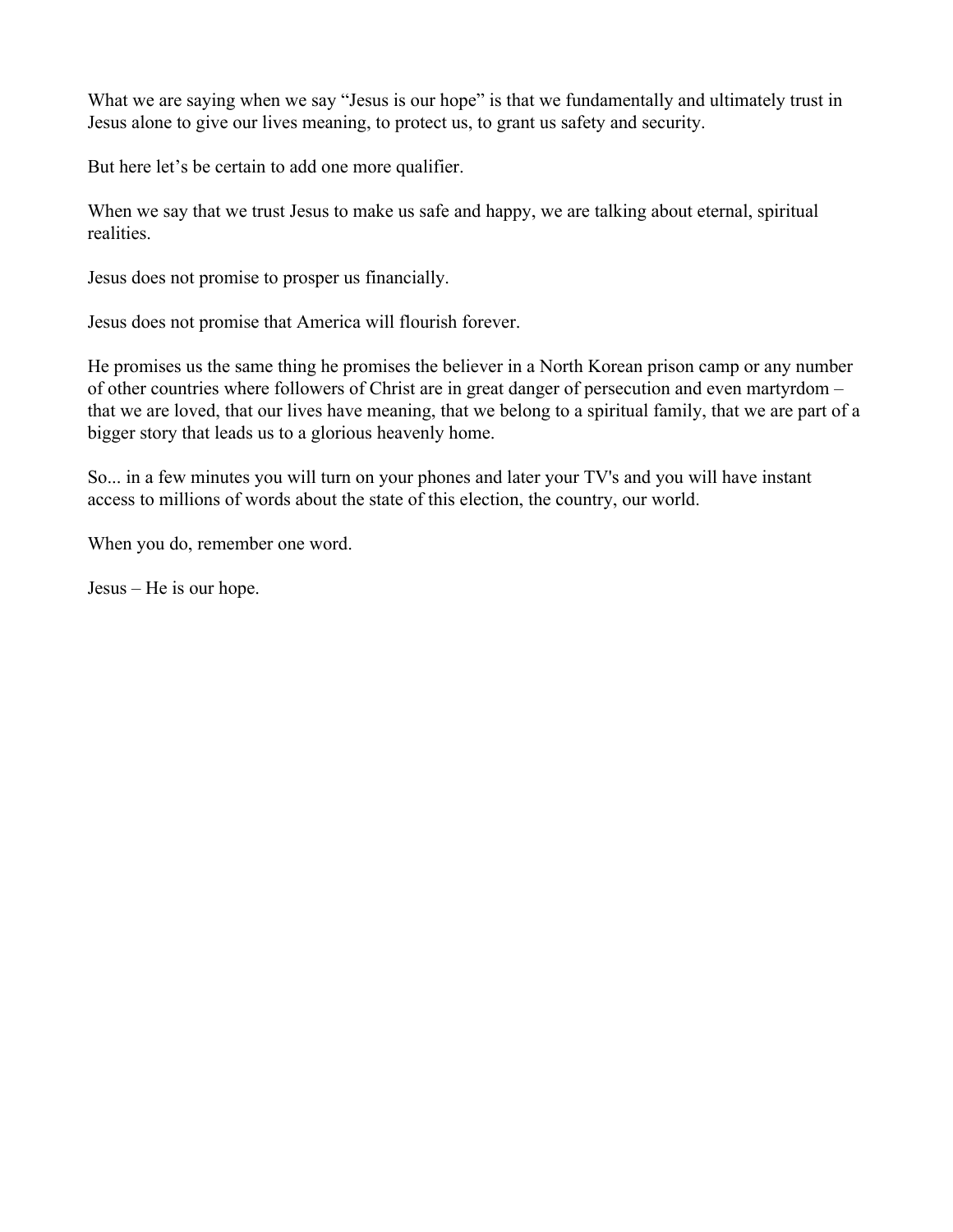What we are saying when we say "Jesus is our hope" is that we fundamentally and ultimately trust in Jesus alone to give our lives meaning, to protect us, to grant us safety and security.

But here let's be certain to add one more qualifier.

When we say that we trust Jesus to make us safe and happy, we are talking about eternal, spiritual realities.

Jesus does not promise to prosper us financially.

Jesus does not promise that America will flourish forever.

He promises us the same thing he promises the believer in a North Korean prison camp or any number of other countries where followers of Christ are in great danger of persecution and even martyrdom – that we are loved, that our lives have meaning, that we belong to a spiritual family, that we are part of a bigger story that leads us to a glorious heavenly home.

So... in a few minutes you will turn on your phones and later your TV's and you will have instant access to millions of words about the state of this election, the country, our world.

When you do, remember one word.

Jesus – He is our hope.